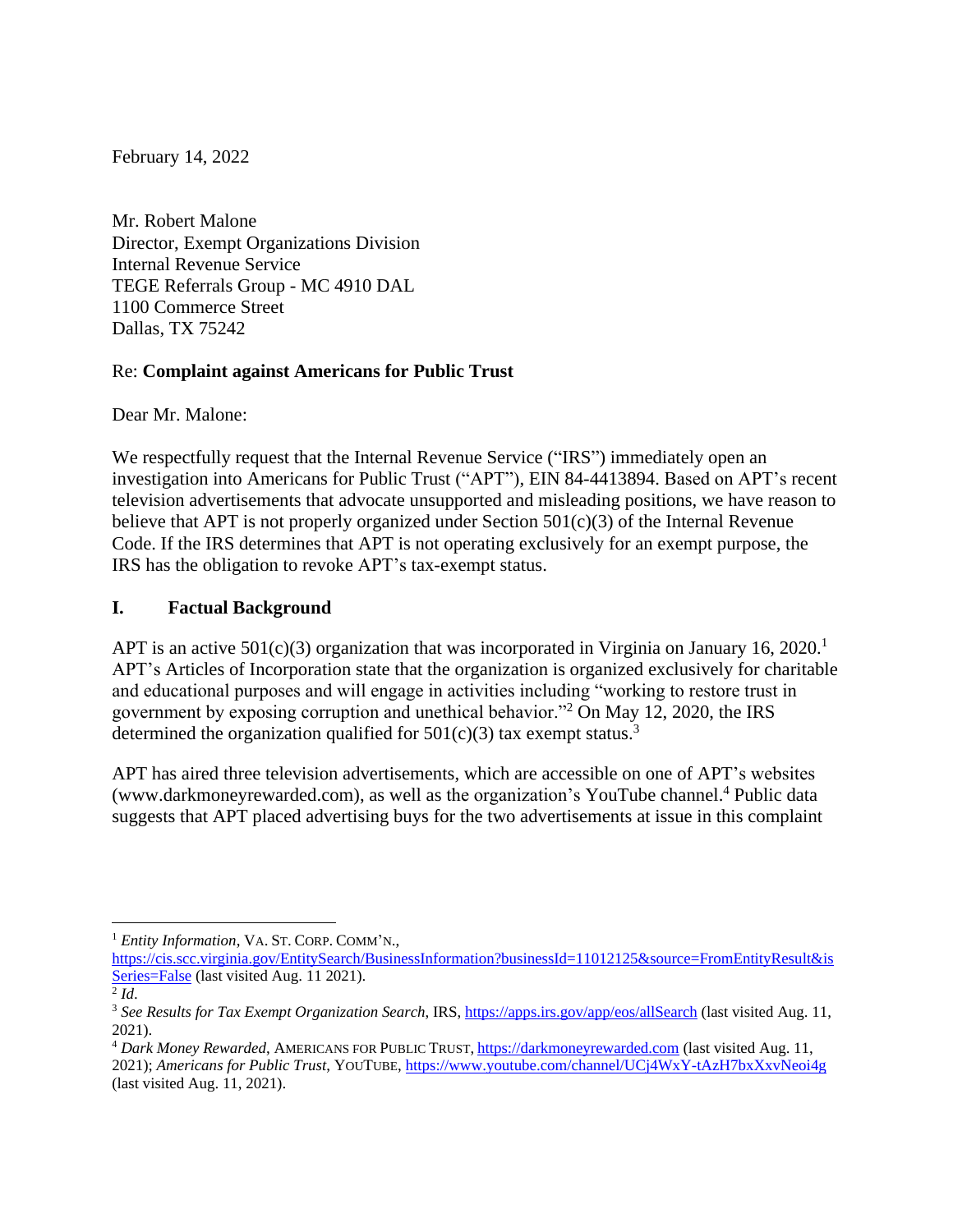February 14, 2022

Mr. Robert Malone
Director, Exempt Organizations Division
Internal Revenue Service
TEGE Referrals Group - MC 4910 DAL
1100 Commerce Street
Dallas, TX 75242

Re: **Complaint against Americans for Public Trust**

Dear Mr. Malone:

We respectfully request that the Internal Revenue Service ("IRS") immediately open an investigation into Americans for Public Trust ("APT"), EIN 84-4413894. Based on APT's recent television advertisements that advocate unsupported and misleading positions, we have reason to believe that APT is not properly organized under Section 501(c)(3) of the Internal Revenue Code. If the IRS determines that APT is not operating exclusively for an exempt purpose, the IRS has the obligation to revoke APT's tax-exempt status.

## I. Factual Background

APT is an active 501(c)(3) organization that was incorporated in Virginia on January 16, 2020.[1] APT's Articles of Incorporation state that the organization is organized exclusively for charitable and educational purposes and will engage in activities including "working to restore trust in government by exposing corruption and unethical behavior."[2] On May 12, 2020, the IRS determined the organization qualified for 501(c)(3) tax exempt status.[3]

APT has aired three television advertisements, which are accessible on one of APT's websites (www.darkmoneyrewarded.com), as well as the organization's YouTube channel.[4] Public data suggests that APT placed advertising buys for the two advertisements at issue in this complaint

---

[1] *Entity Information*, VA. ST. CORP. COMM'N., https://cis.scc.virginia.gov/EntitySearch/BusinessInformation?businessId=11012125&source=FromEntityResult&isSeries=False (last visited Aug. 11 2021).

[2] *Id*.

[3] *See Results for Tax Exempt Organization Search*, IRS, https://apps.irs.gov/app/eos/allSearch (last visited Aug. 11, 2021).

[4] *Dark Money Rewarded*, AMERICANS FOR PUBLIC TRUST, https://darkmoneyrewarded.com (last visited Aug. 11, 2021); *Americans for Public Trust*, YOUTUBE, https://www.youtube.com/channel/UCj4WxY-tAzH7bxXxvNeoi4g (last visited Aug. 11, 2021).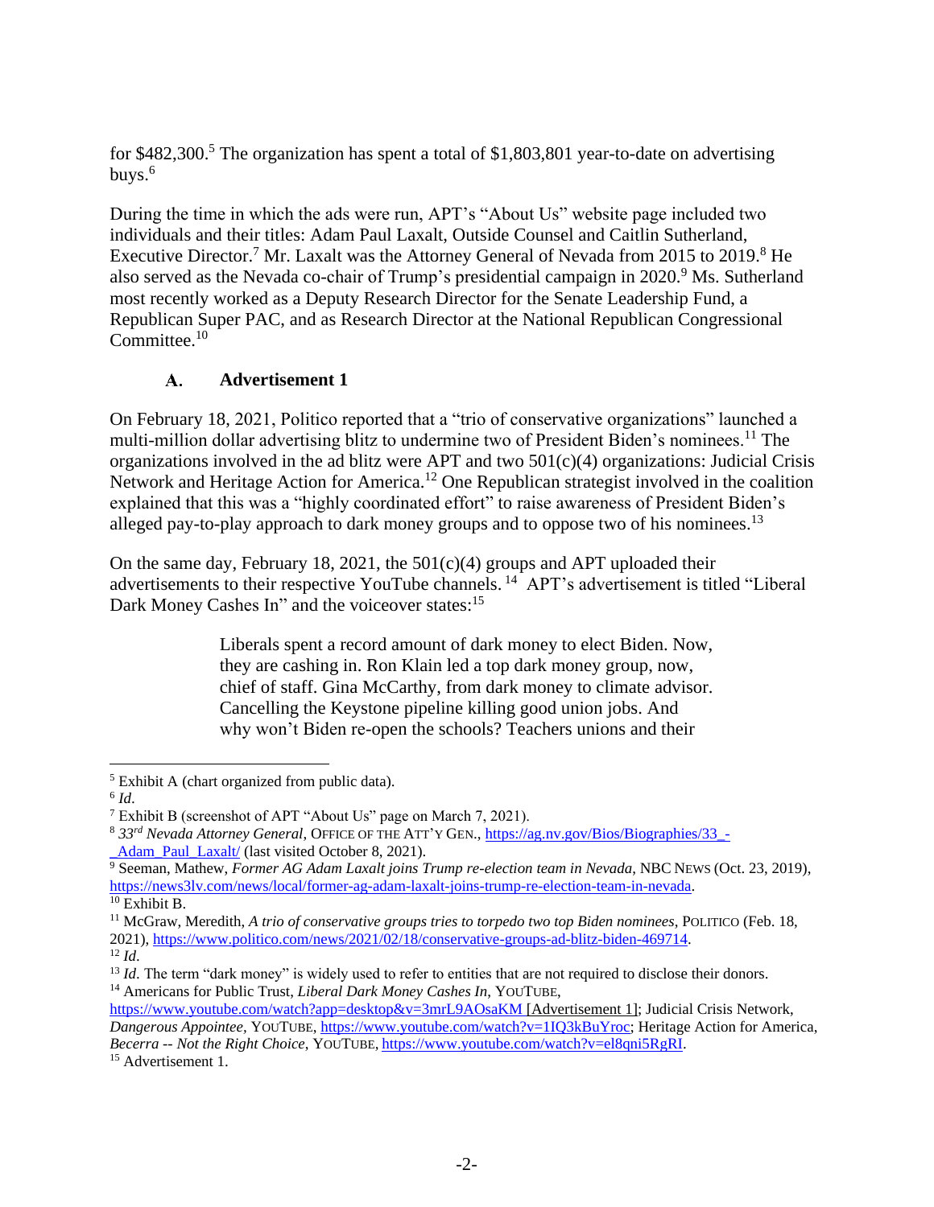for $482,300.[5] The organization has spent a total of $1,803,801 year-to-date on advertising buys.[6]

During the time in which the ads were run, APT's "About Us" website page included two individuals and their titles: Adam Paul Laxalt, Outside Counsel and Caitlin Sutherland, Executive Director.[7] Mr. Laxalt was the Attorney General of Nevada from 2015 to 2019.[8] He also served as the Nevada co-chair of Trump's presidential campaign in 2020.[9] Ms. Sutherland most recently worked as a Deputy Research Director for the Senate Leadership Fund, a Republican Super PAC, and as Research Director at the National Republican Congressional Committee.[10]

### A. Advertisement 1

On February 18, 2021, Politico reported that a "trio of conservative organizations" launched a multi-million dollar advertising blitz to undermine two of President Biden's nominees.[11] The organizations involved in the ad blitz were APT and two 501(c)(4) organizations: Judicial Crisis Network and Heritage Action for America.[12] One Republican strategist involved in the coalition explained that this was a "highly coordinated effort" to raise awareness of President Biden's alleged pay-to-play approach to dark money groups and to oppose two of his nominees.[13]

On the same day, February 18, 2021, the 501(c)(4) groups and APT uploaded their advertisements to their respective YouTube channels.[14] APT's advertisement is titled "Liberal Dark Money Cashes In" and the voiceover states:[15]

> Liberals spent a record amount of dark money to elect Biden. Now, they are cashing in. Ron Klain led a top dark money group, now, chief of staff. Gina McCarthy, from dark money to climate advisor. Cancelling the Keystone pipeline killing good union jobs. And why won't Biden re-open the schools? Teachers unions and their

---

[5] Exhibit A (chart organized from public data).

[6] *Id*.

[7] Exhibit B (screenshot of APT "About Us" page on March 7, 2021).

[8] *33rd Nevada Attorney General*, OFFICE OF THE ATT'Y GEN., https://ag.nv.gov/Bios/Biographies/33_-_Adam_Paul_Laxalt/ (last visited October 8, 2021).

[9] Seeman, Mathew, *Former AG Adam Laxalt joins Trump re-election team in Nevada*, NBC NEWS (Oct. 23, 2019), https://news3lv.com/news/local/former-ag-adam-laxalt-joins-trump-re-election-team-in-nevada.

[10] Exhibit B.

[11] McGraw, Meredith, *A trio of conservative groups tries to torpedo two top Biden nominees*, POLITICO (Feb. 18, 2021), https://www.politico.com/news/2021/02/18/conservative-groups-ad-blitz-biden-469714.

[12] *Id*.

[13] *Id*. The term "dark money" is widely used to refer to entities that are not required to disclose their donors.

[14] Americans for Public Trust, *Liberal Dark Money Cashes In*, YOUTUBE, https://www.youtube.com/watch?app=desktop&v=3mrL9AOsaKM [Advertisement 1]; Judicial Crisis Network, *Dangerous Appointee*, YOUTUBE, https://www.youtube.com/watch?v=1IQ3kBuYroc; Heritage Action for America, *Becerra -- Not the Right Choice*, YOUTUBE, https://www.youtube.com/watch?v=el8qni5RgRI.

[15] Advertisement 1.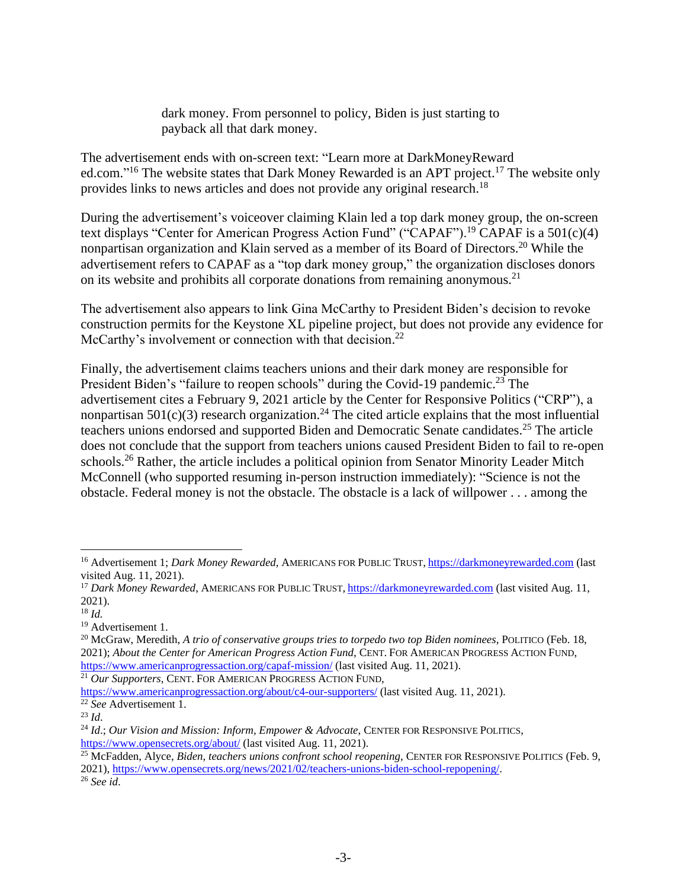> dark money. From personnel to policy, Biden is just starting to payback all that dark money.

The advertisement ends with on-screen text: "Learn more at DarkMoneyReward ed.com."[16] The website states that Dark Money Rewarded is an APT project.[17] The website only provides links to news articles and does not provide any original research.[18]

During the advertisement's voiceover claiming Klain led a top dark money group, the on-screen text displays "Center for American Progress Action Fund" ("CAPAF").[19] CAPAF is a 501(c)(4) nonpartisan organization and Klain served as a member of its Board of Directors.[20] While the advertisement refers to CAPAF as a "top dark money group," the organization discloses donors on its website and prohibits all corporate donations from remaining anonymous.[21]

The advertisement also appears to link Gina McCarthy to President Biden's decision to revoke construction permits for the Keystone XL pipeline project, but does not provide any evidence for McCarthy's involvement or connection with that decision.[22]

Finally, the advertisement claims teachers unions and their dark money are responsible for President Biden's "failure to reopen schools" during the Covid-19 pandemic.[23] The advertisement cites a February 9, 2021 article by the Center for Responsive Politics ("CRP"), a nonpartisan 501(c)(3) research organization.[24] The cited article explains that the most influential teachers unions endorsed and supported Biden and Democratic Senate candidates.[25] The article does not conclude that the support from teachers unions caused President Biden to fail to re-open schools.[26] Rather, the article includes a political opinion from Senator Minority Leader Mitch McConnell (who supported resuming in-person instruction immediately): "Science is not the obstacle. Federal money is not the obstacle. The obstacle is a lack of willpower . . . among the

---

[16] Advertisement 1; *Dark Money Rewarded*, AMERICANS FOR PUBLIC TRUST, https://darkmoneyrewarded.com (last visited Aug. 11, 2021).

[17] *Dark Money Rewarded*, AMERICANS FOR PUBLIC TRUST, https://darkmoneyrewarded.com (last visited Aug. 11, 2021).

[18] *Id.*

[19] Advertisement 1.

[20] McGraw, Meredith, *A trio of conservative groups tries to torpedo two top Biden nominees*, POLITICO (Feb. 18, 2021); *About the Center for American Progress Action Fund*, CENT. FOR AMERICAN PROGRESS ACTION FUND, https://www.americanprogressaction.org/capaf-mission/ (last visited Aug. 11, 2021).

[21] *Our Supporters*, CENT. FOR AMERICAN PROGRESS ACTION FUND, https://www.americanprogressaction.org/about/c4-our-supporters/ (last visited Aug. 11, 2021).

[22] *See* Advertisement 1.

[23] *Id.*

[24] *Id.*; *Our Vision and Mission: Inform, Empower & Advocate*, CENTER FOR RESPONSIVE POLITICS, https://www.opensecrets.org/about/ (last visited Aug. 11, 2021).

[25] McFadden, Alyce, *Biden, teachers unions confront school reopening*, CENTER FOR RESPONSIVE POLITICS (Feb. 9, 2021), https://www.opensecrets.org/news/2021/02/teachers-unions-biden-school-repopening/.

[26] *See id.*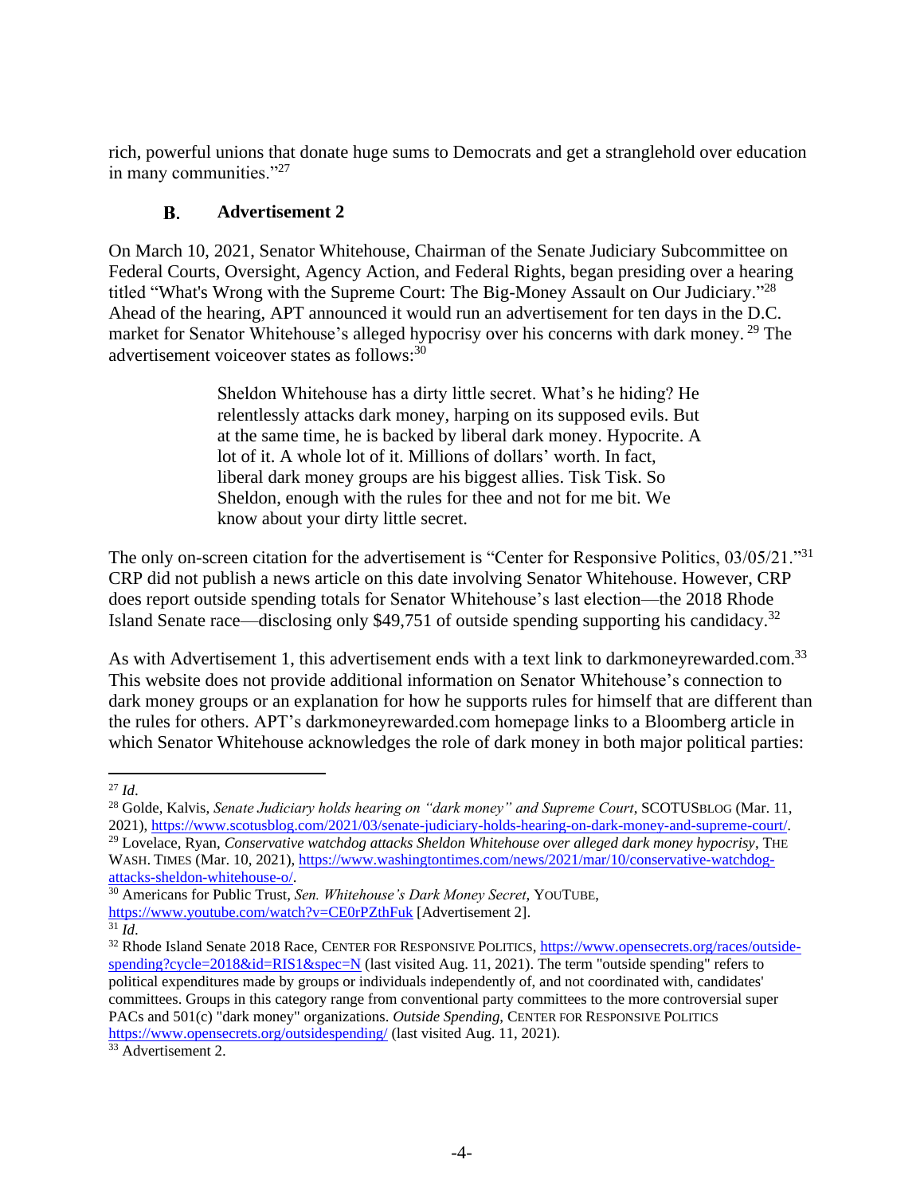rich, powerful unions that donate huge sums to Democrats and get a stranglehold over education in many communities."[27]

### B. Advertisement 2

On March 10, 2021, Senator Whitehouse, Chairman of the Senate Judiciary Subcommittee on Federal Courts, Oversight, Agency Action, and Federal Rights, began presiding over a hearing titled "What's Wrong with the Supreme Court: The Big-Money Assault on Our Judiciary."[28] Ahead of the hearing, APT announced it would run an advertisement for ten days in the D.C. market for Senator Whitehouse's alleged hypocrisy over his concerns with dark money.[29] The advertisement voiceover states as follows:[30]

> Sheldon Whitehouse has a dirty little secret. What's he hiding? He relentlessly attacks dark money, harping on its supposed evils. But at the same time, he is backed by liberal dark money. Hypocrite. A lot of it. A whole lot of it. Millions of dollars' worth. In fact, liberal dark money groups are his biggest allies. Tisk Tisk. So Sheldon, enough with the rules for thee and not for me bit. We know about your dirty little secret.

The only on-screen citation for the advertisement is "Center for Responsive Politics, 03/05/21."[31] CRP did not publish a news article on this date involving Senator Whitehouse. However, CRP does report outside spending totals for Senator Whitehouse's last election—the 2018 Rhode Island Senate race—disclosing only $49,751 of outside spending supporting his candidacy.[32]

As with Advertisement 1, this advertisement ends with a text link to darkmoneyrewarded.com.[33] This website does not provide additional information on Senator Whitehouse's connection to dark money groups or an explanation for how he supports rules for himself that are different than the rules for others. APT's darkmoneyrewarded.com homepage links to a Bloomberg article in which Senator Whitehouse acknowledges the role of dark money in both major political parties:

---

[27] *Id*.

[28] Golde, Kalvis, *Senate Judiciary holds hearing on "dark money" and Supreme Court*, SCOTUSBLOG (Mar. 11, 2021), https://www.scotusblog.com/2021/03/senate-judiciary-holds-hearing-on-dark-money-and-supreme-court/.

[29] Lovelace, Ryan, *Conservative watchdog attacks Sheldon Whitehouse over alleged dark money hypocrisy*, THE WASH. TIMES (Mar. 10, 2021), https://www.washingtontimes.com/news/2021/mar/10/conservative-watchdog-attacks-sheldon-whitehouse-o/.

[30] Americans for Public Trust, *Sen. Whitehouse's Dark Money Secret*, YOUTUBE, https://www.youtube.com/watch?v=CE0rPZthFuk [Advertisement 2].

[31] *Id*.

[32] Rhode Island Senate 2018 Race, CENTER FOR RESPONSIVE POLITICS, https://www.opensecrets.org/races/outside-spending?cycle=2018&id=RIS1&spec=N (last visited Aug. 11, 2021). The term "outside spending" refers to political expenditures made by groups or individuals independently of, and not coordinated with, candidates' committees. Groups in this category range from conventional party committees to the more controversial super PACs and 501(c) "dark money" organizations. *Outside Spending*, CENTER FOR RESPONSIVE POLITICS https://www.opensecrets.org/outsidespending/ (last visited Aug. 11, 2021).

[33] Advertisement 2.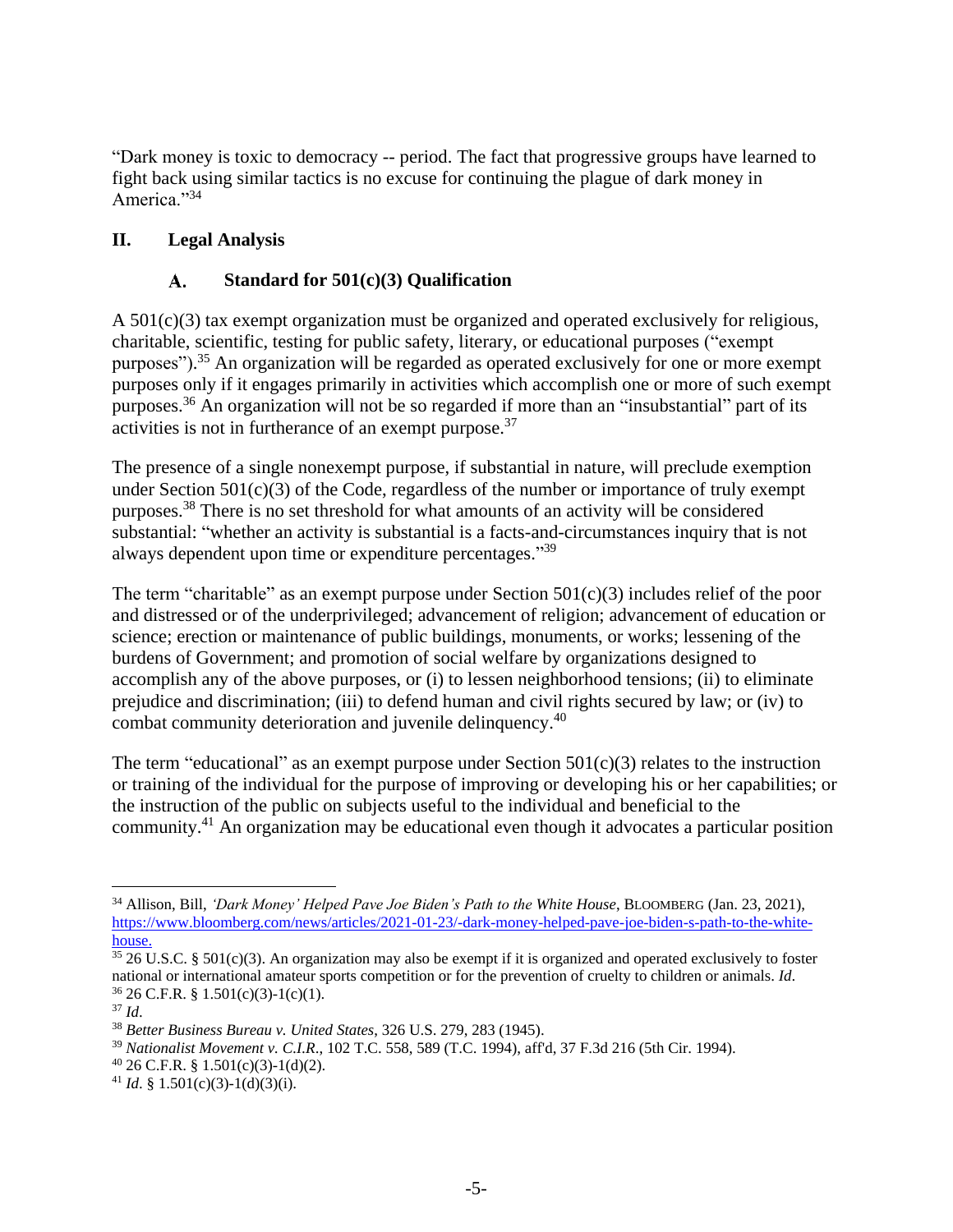"Dark money is toxic to democracy -- period. The fact that progressive groups have learned to fight back using similar tactics is no excuse for continuing the plague of dark money in America."[34]

## II. Legal Analysis

### A. Standard for 501(c)(3) Qualification

A 501(c)(3) tax exempt organization must be organized and operated exclusively for religious, charitable, scientific, testing for public safety, literary, or educational purposes ("exempt purposes").[35] An organization will be regarded as operated exclusively for one or more exempt purposes only if it engages primarily in activities which accomplish one or more of such exempt purposes.[36] An organization will not be so regarded if more than an "insubstantial" part of its activities is not in furtherance of an exempt purpose.[37]

The presence of a single nonexempt purpose, if substantial in nature, will preclude exemption under Section 501(c)(3) of the Code, regardless of the number or importance of truly exempt purposes.[38] There is no set threshold for what amounts of an activity will be considered substantial: "whether an activity is substantial is a facts-and-circumstances inquiry that is not always dependent upon time or expenditure percentages."[39]

The term "charitable" as an exempt purpose under Section 501(c)(3) includes relief of the poor and distressed or of the underprivileged; advancement of religion; advancement of education or science; erection or maintenance of public buildings, monuments, or works; lessening of the burdens of Government; and promotion of social welfare by organizations designed to accomplish any of the above purposes, or (i) to lessen neighborhood tensions; (ii) to eliminate prejudice and discrimination; (iii) to defend human and civil rights secured by law; or (iv) to combat community deterioration and juvenile delinquency.[40]

The term "educational" as an exempt purpose under Section 501(c)(3) relates to the instruction or training of the individual for the purpose of improving or developing his or her capabilities; or the instruction of the public on subjects useful to the individual and beneficial to the community.[41] An organization may be educational even though it advocates a particular position

---

[34] Allison, Bill, *'Dark Money' Helped Pave Joe Biden's Path to the White House*, BLOOMBERG (Jan. 23, 2021), https://www.bloomberg.com/news/articles/2021-01-23/-dark-money-helped-pave-joe-biden-s-path-to-the-white-house.

[35] 26 U.S.C. § 501(c)(3). An organization may also be exempt if it is organized and operated exclusively to foster national or international amateur sports competition or for the prevention of cruelty to children or animals. *Id*.

[36] 26 C.F.R. § 1.501(c)(3)-1(c)(1).

[37] *Id*.

[38] *Better Business Bureau v. United States*, 326 U.S. 279, 283 (1945).

[39] *Nationalist Movement v. C.I.R.*, 102 T.C. 558, 589 (T.C. 1994), aff'd, 37 F.3d 216 (5th Cir. 1994).

[40] 26 C.F.R. § 1.501(c)(3)-1(d)(2).

[41] *Id*. § 1.501(c)(3)-1(d)(3)(i).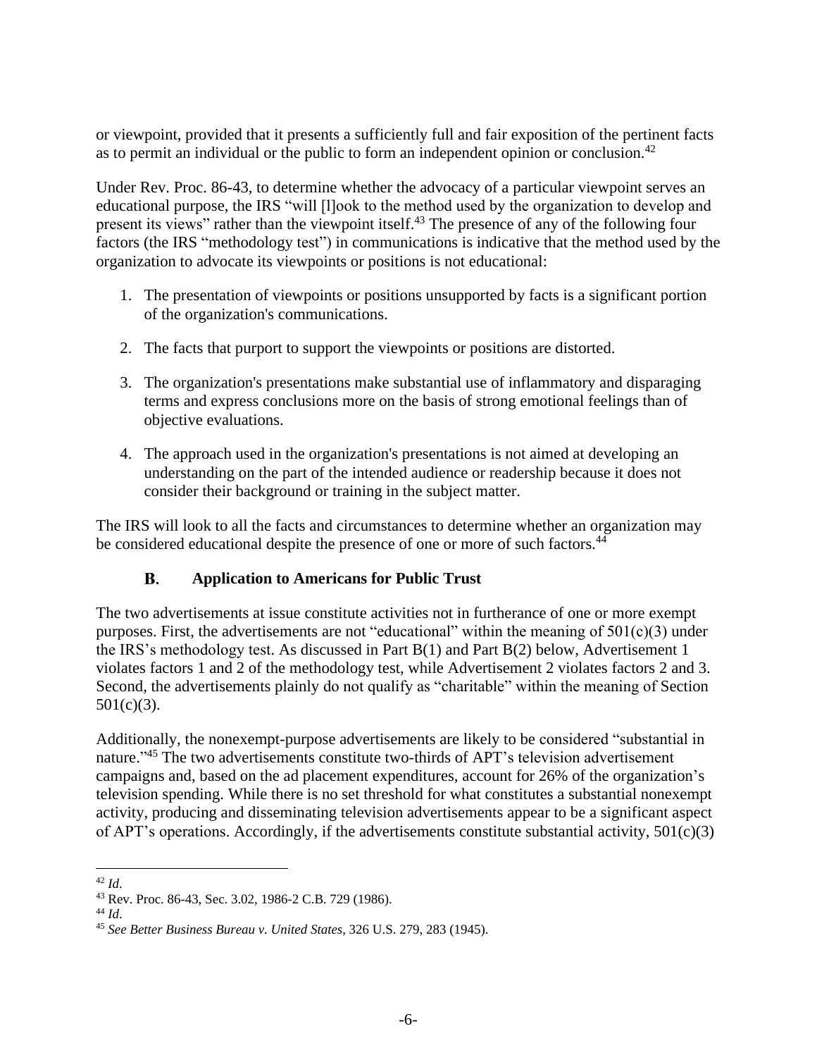or viewpoint, provided that it presents a sufficiently full and fair exposition of the pertinent facts as to permit an individual or the public to form an independent opinion or conclusion.[42]

Under Rev. Proc. 86-43, to determine whether the advocacy of a particular viewpoint serves an educational purpose, the IRS "will [l]ook to the method used by the organization to develop and present its views" rather than the viewpoint itself.[43] The presence of any of the following four factors (the IRS "methodology test") in communications is indicative that the method used by the organization to advocate its viewpoints or positions is not educational:

1. The presentation of viewpoints or positions unsupported by facts is a significant portion of the organization's communications.

2. The facts that purport to support the viewpoints or positions are distorted.

3. The organization's presentations make substantial use of inflammatory and disparaging terms and express conclusions more on the basis of strong emotional feelings than of objective evaluations.

4. The approach used in the organization's presentations is not aimed at developing an understanding on the part of the intended audience or readership because it does not consider their background or training in the subject matter.

The IRS will look to all the facts and circumstances to determine whether an organization may be considered educational despite the presence of one or more of such factors.[44]

### B. Application to Americans for Public Trust

The two advertisements at issue constitute activities not in furtherance of one or more exempt purposes. First, the advertisements are not "educational" within the meaning of 501(c)(3) under the IRS's methodology test. As discussed in Part B(1) and Part B(2) below, Advertisement 1 violates factors 1 and 2 of the methodology test, while Advertisement 2 violates factors 2 and 3. Second, the advertisements plainly do not qualify as "charitable" within the meaning of Section 501(c)(3).

Additionally, the nonexempt-purpose advertisements are likely to be considered "substantial in nature."[45] The two advertisements constitute two-thirds of APT's television advertisement campaigns and, based on the ad placement expenditures, account for 26% of the organization's television spending. While there is no set threshold for what constitutes a substantial nonexempt activity, producing and disseminating television advertisements appear to be a significant aspect of APT's operations. Accordingly, if the advertisements constitute substantial activity, 501(c)(3)

---

[42] *Id*.

[43] Rev. Proc. 86-43, Sec. 3.02, 1986-2 C.B. 729 (1986).

[44] *Id*.

[45] *See Better Business Bureau v. United States*, 326 U.S. 279, 283 (1945).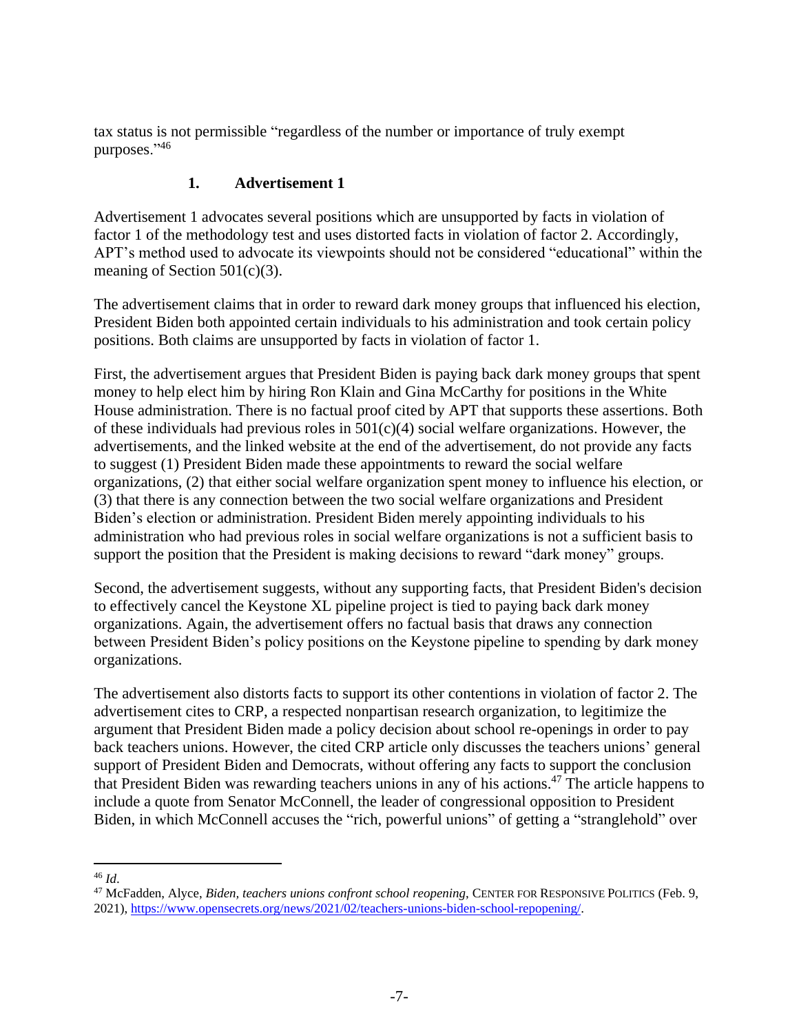tax status is not permissible "regardless of the number or importance of truly exempt purposes."[46]

### 1. Advertisement 1

Advertisement 1 advocates several positions which are unsupported by facts in violation of factor 1 of the methodology test and uses distorted facts in violation of factor 2. Accordingly, APT's method used to advocate its viewpoints should not be considered "educational" within the meaning of Section 501(c)(3).

The advertisement claims that in order to reward dark money groups that influenced his election, President Biden both appointed certain individuals to his administration and took certain policy positions. Both claims are unsupported by facts in violation of factor 1.

First, the advertisement argues that President Biden is paying back dark money groups that spent money to help elect him by hiring Ron Klain and Gina McCarthy for positions in the White House administration. There is no factual proof cited by APT that supports these assertions. Both of these individuals had previous roles in 501(c)(4) social welfare organizations. However, the advertisements, and the linked website at the end of the advertisement, do not provide any facts to suggest (1) President Biden made these appointments to reward the social welfare organizations, (2) that either social welfare organization spent money to influence his election, or (3) that there is any connection between the two social welfare organizations and President Biden's election or administration. President Biden merely appointing individuals to his administration who had previous roles in social welfare organizations is not a sufficient basis to support the position that the President is making decisions to reward "dark money" groups.

Second, the advertisement suggests, without any supporting facts, that President Biden's decision to effectively cancel the Keystone XL pipeline project is tied to paying back dark money organizations. Again, the advertisement offers no factual basis that draws any connection between President Biden's policy positions on the Keystone pipeline to spending by dark money organizations.

The advertisement also distorts facts to support its other contentions in violation of factor 2. The advertisement cites to CRP, a respected nonpartisan research organization, to legitimize the argument that President Biden made a policy decision about school re-openings in order to pay back teachers unions. However, the cited CRP article only discusses the teachers unions' general support of President Biden and Democrats, without offering any facts to support the conclusion that President Biden was rewarding teachers unions in any of his actions.[47] The article happens to include a quote from Senator McConnell, the leader of congressional opposition to President Biden, in which McConnell accuses the "rich, powerful unions" of getting a "stranglehold" over

---

[46] *Id.*

[47] McFadden, Alyce, *Biden, teachers unions confront school reopening*, CENTER FOR RESPONSIVE POLITICS (Feb. 9, 2021), https://www.opensecrets.org/news/2021/02/teachers-unions-biden-school-repopening/.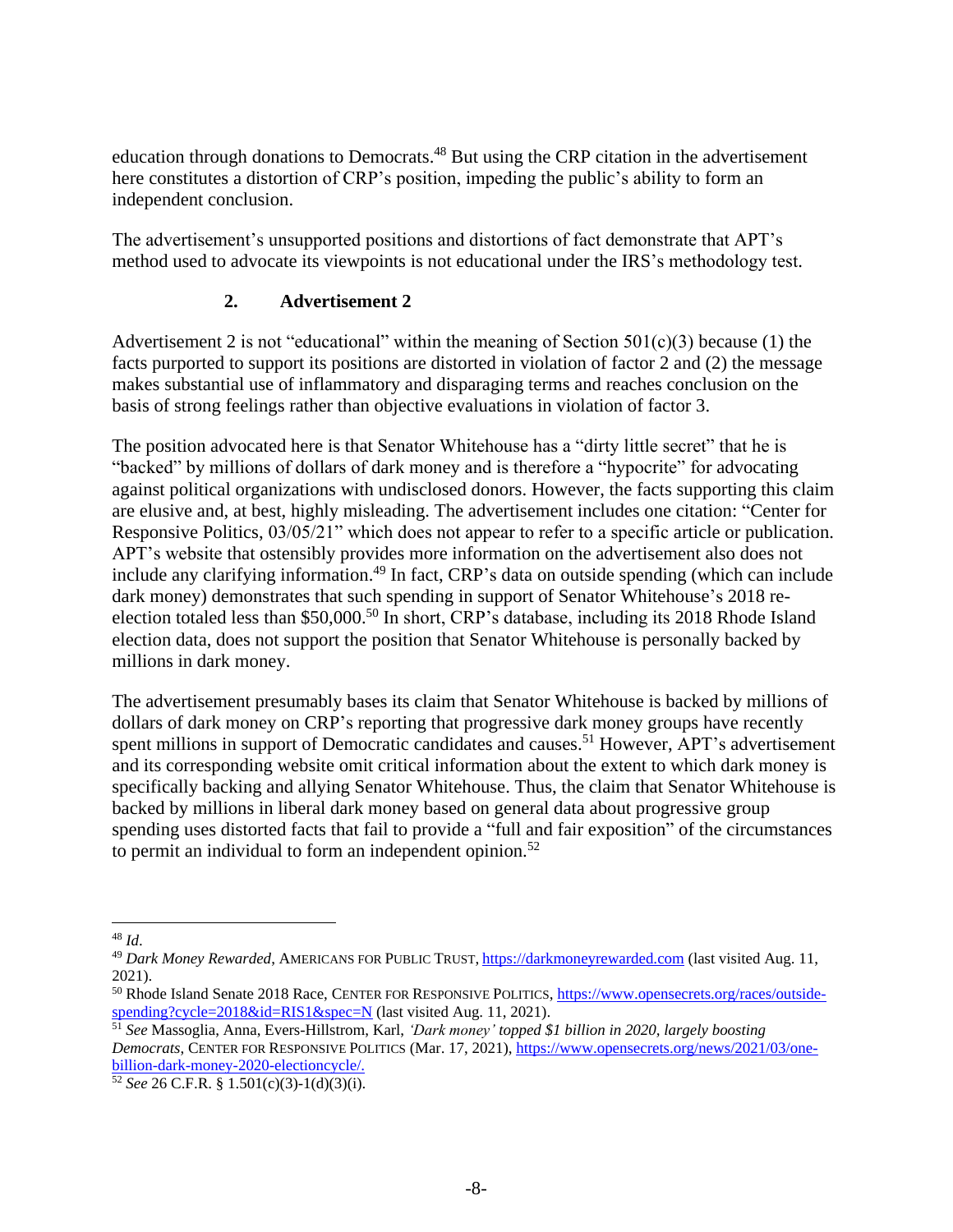education through donations to Democrats.[48] But using the CRP citation in the advertisement here constitutes a distortion of CRP's position, impeding the public's ability to form an independent conclusion.

The advertisement's unsupported positions and distortions of fact demonstrate that APT's method used to advocate its viewpoints is not educational under the IRS's methodology test.

### 2. Advertisement 2

Advertisement 2 is not "educational" within the meaning of Section 501(c)(3) because (1) the facts purported to support its positions are distorted in violation of factor 2 and (2) the message makes substantial use of inflammatory and disparaging terms and reaches conclusion on the basis of strong feelings rather than objective evaluations in violation of factor 3.

The position advocated here is that Senator Whitehouse has a "dirty little secret" that he is "backed" by millions of dollars of dark money and is therefore a "hypocrite" for advocating against political organizations with undisclosed donors. However, the facts supporting this claim are elusive and, at best, highly misleading. The advertisement includes one citation: "Center for Responsive Politics, 03/05/21" which does not appear to refer to a specific article or publication. APT's website that ostensibly provides more information on the advertisement also does not include any clarifying information.[49] In fact, CRP's data on outside spending (which can include dark money) demonstrates that such spending in support of Senator Whitehouse's 2018 re-election totaled less than $50,000.[50] In short, CRP's database, including its 2018 Rhode Island election data, does not support the position that Senator Whitehouse is personally backed by millions in dark money.

The advertisement presumably bases its claim that Senator Whitehouse is backed by millions of dollars of dark money on CRP's reporting that progressive dark money groups have recently spent millions in support of Democratic candidates and causes.[51] However, APT's advertisement and its corresponding website omit critical information about the extent to which dark money is specifically backing and allying Senator Whitehouse. Thus, the claim that Senator Whitehouse is backed by millions in liberal dark money based on general data about progressive group spending uses distorted facts that fail to provide a "full and fair exposition" of the circumstances to permit an individual to form an independent opinion.[52]

---

[48] *Id*.

[49] *Dark Money Rewarded*, AMERICANS FOR PUBLIC TRUST, https://darkmoneyrewarded.com (last visited Aug. 11, 2021).

[50] Rhode Island Senate 2018 Race, CENTER FOR RESPONSIVE POLITICS, https://www.opensecrets.org/races/outside-spending?cycle=2018&id=RIS1&spec=N (last visited Aug. 11, 2021).

[51] *See* Massoglia, Anna, Evers-Hillstrom, Karl, *'Dark money' topped $1 billion in 2020, largely boosting Democrats*, CENTER FOR RESPONSIVE POLITICS (Mar. 17, 2021), https://www.opensecrets.org/news/2021/03/one-billion-dark-money-2020-electioncycle/.

[52] *See* 26 C.F.R. § 1.501(c)(3)-1(d)(3)(i).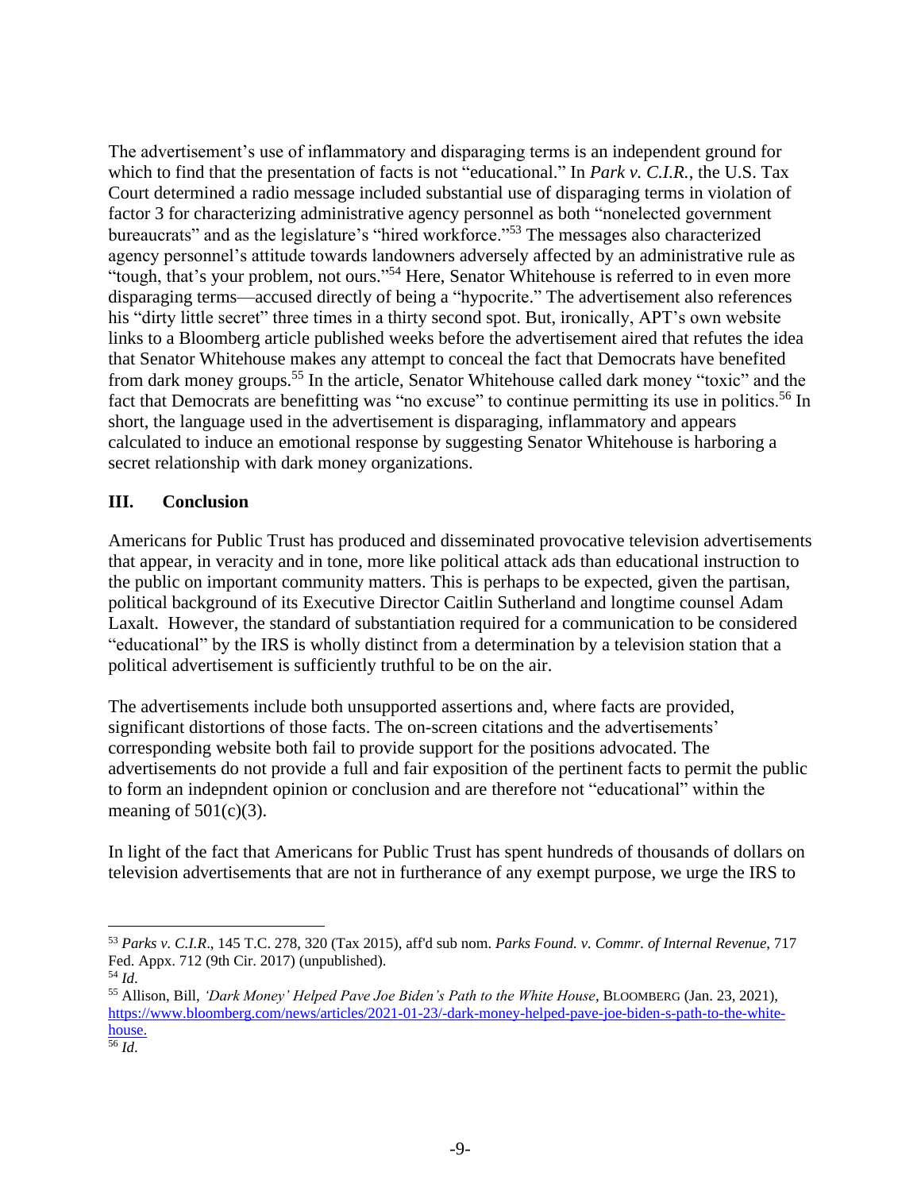The advertisement's use of inflammatory and disparaging terms is an independent ground for which to find that the presentation of facts is not "educational." In *Park v. C.I.R.*, the U.S. Tax Court determined a radio message included substantial use of disparaging terms in violation of factor 3 for characterizing administrative agency personnel as both "nonelected government bureaucrats" and as the legislature's "hired workforce."[53] The messages also characterized agency personnel's attitude towards landowners adversely affected by an administrative rule as "tough, that's your problem, not ours."[54] Here, Senator Whitehouse is referred to in even more disparaging terms—accused directly of being a "hypocrite." The advertisement also references his "dirty little secret" three times in a thirty second spot. But, ironically, APT's own website links to a Bloomberg article published weeks before the advertisement aired that refutes the idea that Senator Whitehouse makes any attempt to conceal the fact that Democrats have benefited from dark money groups.[55] In the article, Senator Whitehouse called dark money "toxic" and the fact that Democrats are benefitting was "no excuse" to continue permitting its use in politics.[56] In short, the language used in the advertisement is disparaging, inflammatory and appears calculated to induce an emotional response by suggesting Senator Whitehouse is harboring a secret relationship with dark money organizations.

## III. Conclusion

Americans for Public Trust has produced and disseminated provocative television advertisements that appear, in veracity and in tone, more like political attack ads than educational instruction to the public on important community matters. This is perhaps to be expected, given the partisan, political background of its Executive Director Caitlin Sutherland and longtime counsel Adam Laxalt. However, the standard of substantiation required for a communication to be considered "educational" by the IRS is wholly distinct from a determination by a television station that a political advertisement is sufficiently truthful to be on the air.

The advertisements include both unsupported assertions and, where facts are provided, significant distortions of those facts. The on-screen citations and the advertisements' corresponding website both fail to provide support for the positions advocated. The advertisements do not provide a full and fair exposition of the pertinent facts to permit the public to form an indepndent opinion or conclusion and are therefore not "educational" within the meaning of 501(c)(3).

In light of the fact that Americans for Public Trust has spent hundreds of thousands of dollars on television advertisements that are not in furtherance of any exempt purpose, we urge the IRS to

---

[53] *Parks v. C.I.R.*, 145 T.C. 278, 320 (Tax 2015), aff'd sub nom. *Parks Found. v. Commr. of Internal Revenue*, 717 Fed. Appx. 712 (9th Cir. 2017) (unpublished).

[54] *Id*.

[55] Allison, Bill, *'Dark Money' Helped Pave Joe Biden's Path to the White House*, BLOOMBERG (Jan. 23, 2021), https://www.bloomberg.com/news/articles/2021-01-23/-dark-money-helped-pave-joe-biden-s-path-to-the-white-house.

[56] *Id*.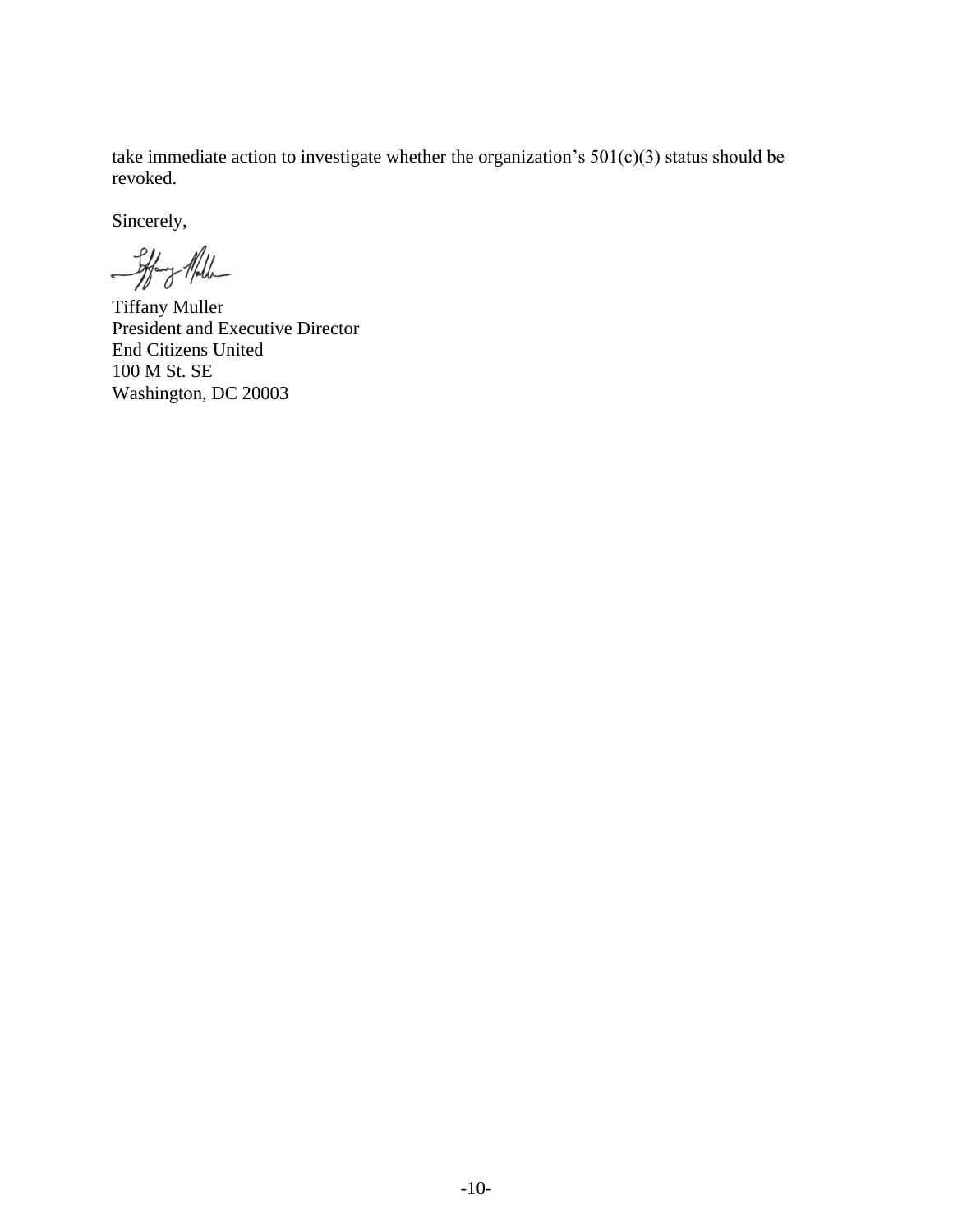take immediate action to investigate whether the organization's 501(c)(3) status should be revoked.

Sincerely,

Tiffany Muller
President and Executive Director
End Citizens United
100 M St. SE
Washington, DC 20003